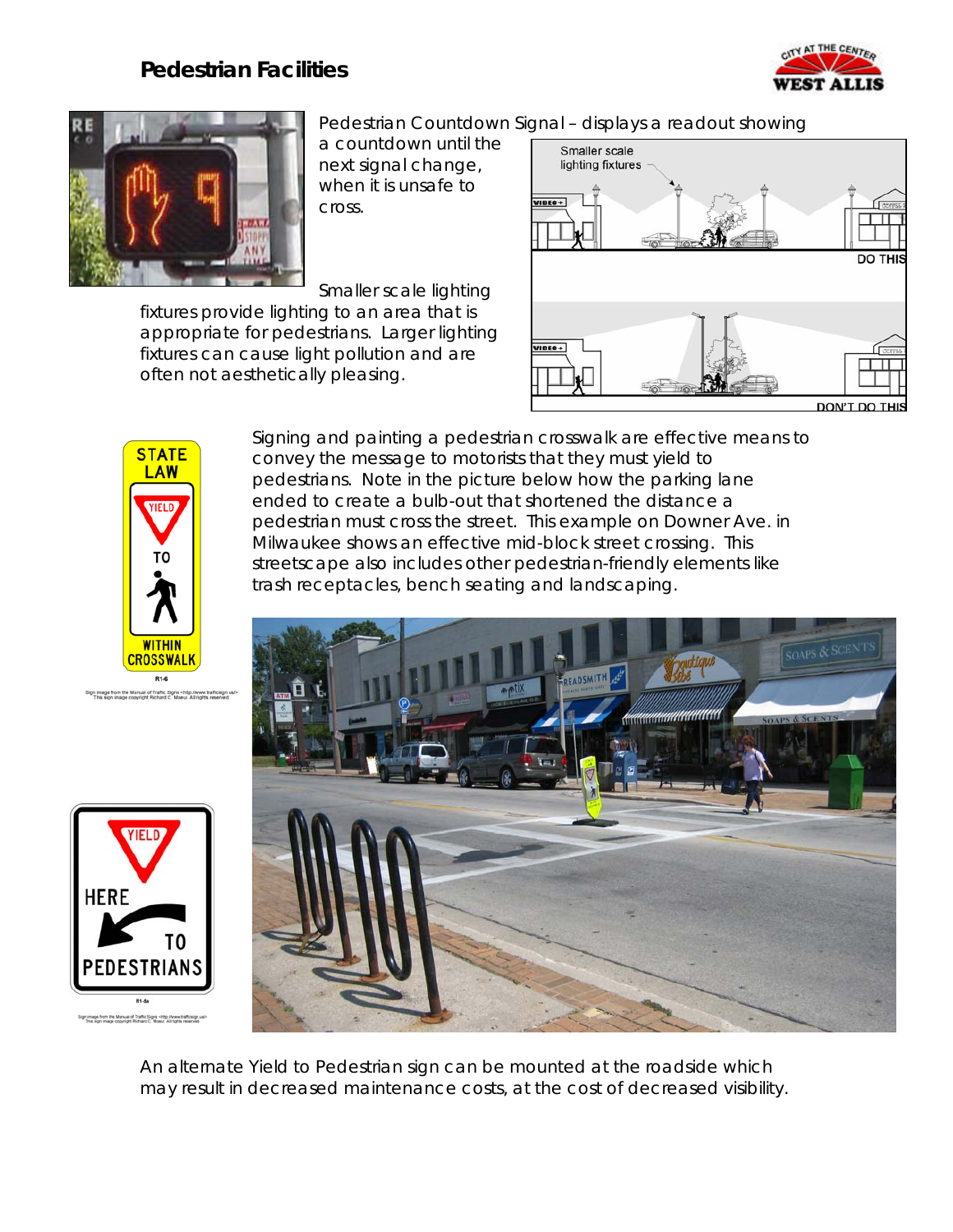# Pedestrian Facilities

Pedestrian Countdown Signal – displays a readout showing a countdown until the next signal change, when it is unsafe to cross.

Smaller scale lighting fixtures provide lighting to an area that is appropriate for pedestrians. Larger lighting fixtures can cause light pollution and are often not aesthetically pleasing.

Signing and painting a pedestrian crosswalk are effective means to convey the message to motorists that they must yield to pedestrians. Note in the picture below how the parking lane ended to create a bulb-out that shortened the distance a pedestrian must cross the street. This example on Downer Ave. in Milwaukee shows an effective mid-block street crossing. This streetscape also includes other pedestrian-friendly elements like trash receptacles, bench seating and landscaping.

An alternate Yield to Pedestrian sign can be mounted at the roadside which may result in decreased maintenance costs, at the cost of decreased visibility.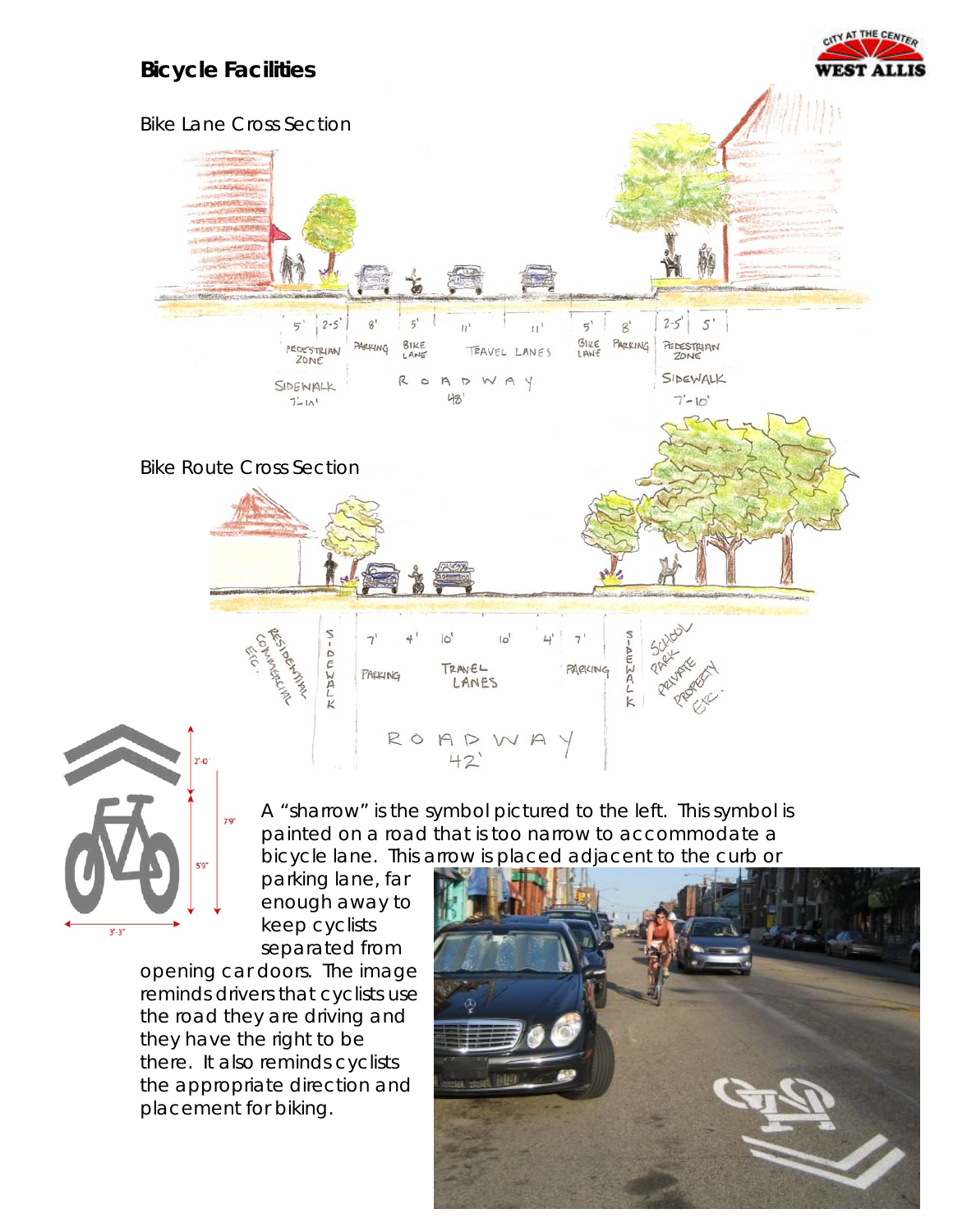## Bicycle Facilities

Bike Lane Cross Section

5' | 2-5' | 8' | 5' | 11' | 11' | 5' | 8' | 2-5' | 5'

PEDESTRIAN ZONE | PARKING | BIKE LANE | TRAVEL LANES | BIKE LANE | PARKING | PEDESTRIAN ZONE

SIDEWALK 7'-10'

ROADWAY 48'

SIDEWALK 7'-10'

Bike Route Cross Section

RESIDENTIAL COMMERCIAL ETC.

SIDEWALK

7' 4' 10' 10' 4' 7'

PARKING

TRAVEL LANES

PARKING

SIDEWALK

SCHOOL PARK PRIVATE PROPERTY ETC.

ROADWAY 42'

2'-0"

7'9"

5'9"

3'-3"

A "sharrow" is the symbol pictured to the left. This symbol is painted on a road that is too narrow to accommodate a bicycle lane. This arrow is placed adjacent to the curb or parking lane, far enough away to keep cyclists separated from opening car doors. The image reminds drivers that cyclists use the road they are driving and they have the right to be there. It also reminds cyclists the appropriate direction and placement for biking.